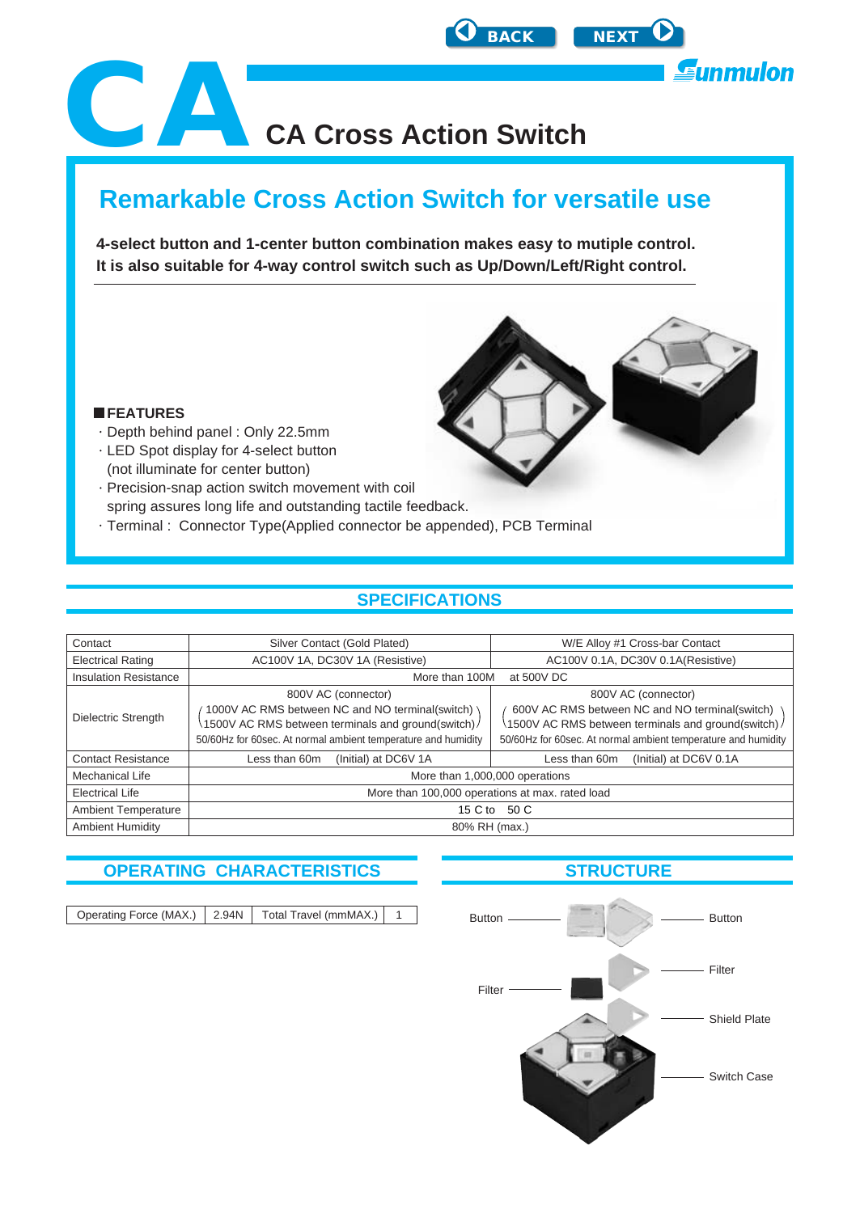# CA Cross Action Switch

## Remarkable Cross Action Switch for versatile use

**4-select button and 1-center button combination makes easy to mutiple control.**
**It is also suitable for 4-way control switch such as Up/Down/Left/Right control.**

### FEATURES

- Depth behind panel : Only 22.5mm
- LED Spot display for 4-select button (not illuminate for center button)
- Precision-snap action switch movement with coil spring assures long life and outstanding tactile feedback.
- Terminal : Connector Type(Applied connector be appended), PCB Terminal

## SPECIFICATIONS

| | | |
|---|---|---|
| Contact | Silver Contact (Gold Plated) | W/E Alloy #1 Cross-bar Contact |
| Electrical Rating | AC100V 1A, DC30V 1A (Resistive) | AC100V 0.1A, DC30V 0.1A(Resistive) |
| Insulation Resistance | More than 100M at 500V DC | |
| Dielectric Strength | 800V AC (connector) (1000V AC RMS between NC and NO terminal(switch) 1500V AC RMS between terminals and ground(switch)) 50/60Hz for 60sec. At normal ambient temperature and humidity | 800V AC (connector) (600V AC RMS between NC and NO terminal(switch) 1500V AC RMS between terminals and ground(switch)) 50/60Hz for 60sec. At normal ambient temperature and humidity |
| Contact Resistance | Less than 60m (Initial) at DC6V 1A | Less than 60m (Initial) at DC6V 0.1A |
| Mechanical Life | More than 1,000,000 operations | |
| Electrical Life | More than 100,000 operations at max. rated load | |
| Ambient Temperature | 15 C to 50 C | |
| Ambient Humidity | 80% RH (max.) | |

## OPERATING CHARACTERISTICS

| Operating Force (MAX.) | 2.94N | Total Travel (mmMAX.) | 1 |
|---|---|---|---|

## STRUCTURE

Button
Button
Filter
Filter
Shield Plate
Switch Case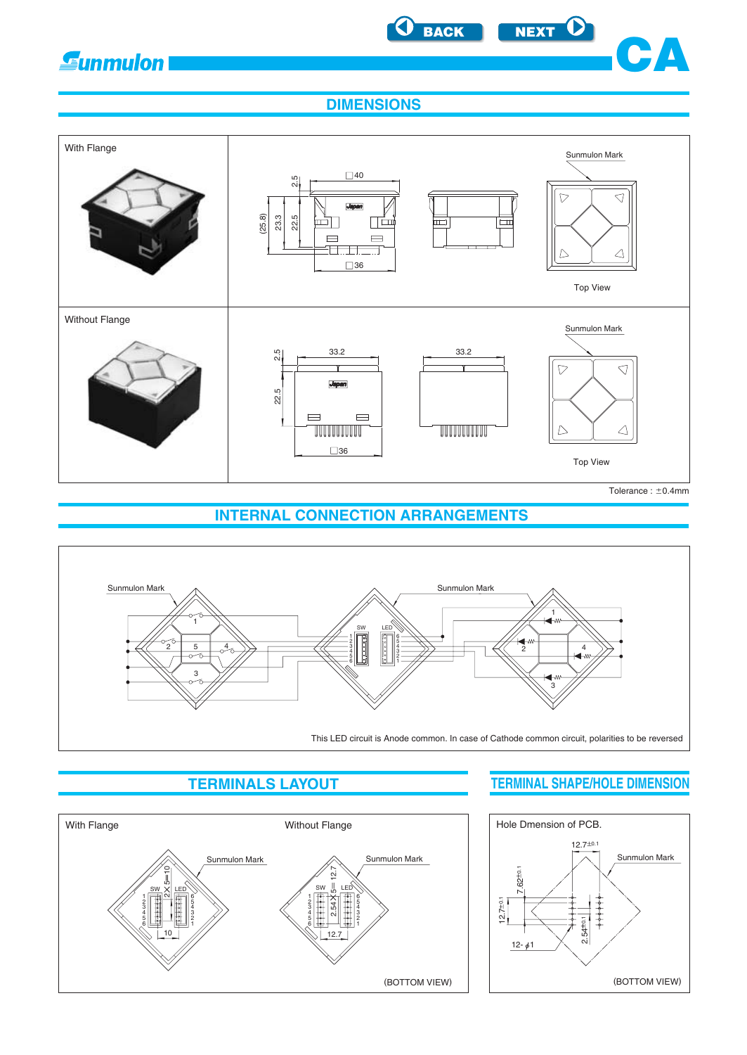## DIMENSIONS

With Flange

2.5

□40

Sunmulon Mark

(25.8) 23.3 22.5

□36

Top View

Without Flange

2.5

33.2

33.2

Sunmulon Mark

22.5

□36

Top View

Tolerance : ±0.4mm

## INTERNAL CONNECTION ARRANGEMENTS

Sunmulon Mark

Sunmulon Mark

SW LED

This LED circuit is Anode common. In case of Cathode common circuit, polarities to be reversed

## TERMINALS LAYOUT

With Flange

Sunmulon Mark

2×5=10

10

Without Flange

Sunmulon Mark

2.54×5=12.7

12.7

(BOTTOM VIEW)

## TERMINAL SHAPE/HOLE DIMENSION

Hole Dmension of PCB.

$12.7^{\pm 0.1}$

Sunmulon Mark

$7.62^{\pm 0.1}$

$12.7^{\pm 0.1}$

$2.54^{\pm 0.1}$

12- $\phi$1

(BOTTOM VIEW)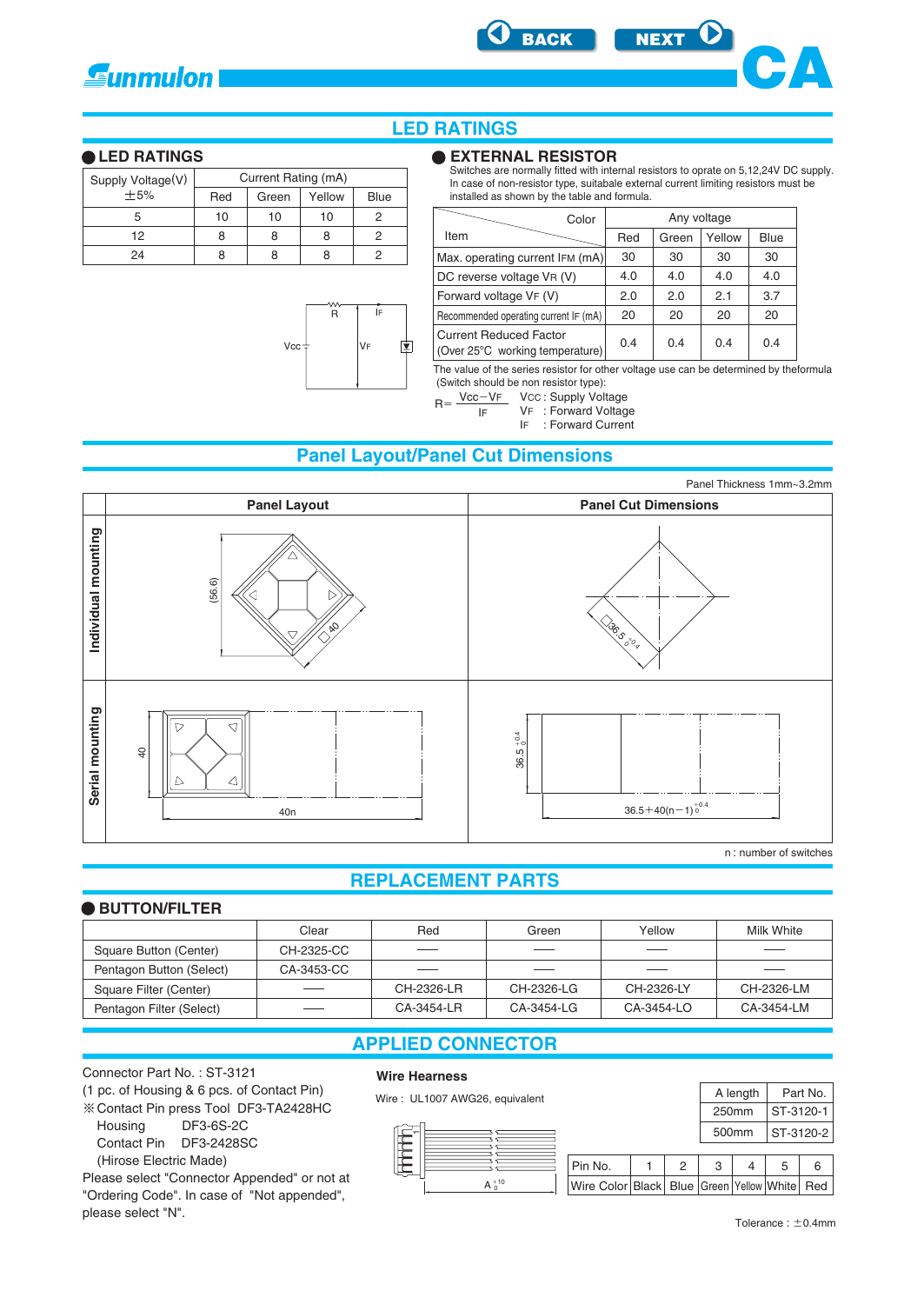# LED RATINGS

## LED RATINGS

| Supply Voltage(V) ±5% | Current Rating (mA) | | | |
|---|---|---|---|---|
| | Red | Green | Yellow | Blue |
| 5 | 10 | 10 | 10 | 2 |
| 12 | 8 | 8 | 8 | 2 |
| 24 | 8 | 8 | 8 | 2 |

Vcc R IF VF

## EXTERNAL RESISTOR

Switches are normally fitted with internal resistors to oprate on 5,12,24V DC supply. In case of non-resistor type, suitabale external current limiting resistors must be installed as shown by the table and formula.

| Item \ Color | Any voltage | | | |
|---|---|---|---|---|
| | Red | Green | Yellow | Blue |
| Max. operating current $I_{FM}$ (mA) | 30 | 30 | 30 | 30 |
| DC reverse voltage $V_R$ (V) | 4.0 | 4.0 | 4.0 | 4.0 |
| Forward voltage $V_F$ (V) | 2.0 | 2.0 | 2.1 | 3.7 |
| Recommended operating current $I_F$ (mA) | 20 | 20 | 20 | 20 |
| Current Reduced Factor (Over 25°C working temperature) | 0.4 | 0.4 | 0.4 | 0.4 |

The value of the series resistor for other voltage use can be determined by theformula (Switch should be non resistor type):

$$R = \frac{V_{CC} - V_F}{I_F}$$

$V_{CC}$ : Supply Voltage
$V_F$ : Forward Voltage
$I_F$ : Forward Current

# Panel Layout/Panel Cut Dimensions

Panel Thickness 1mm~3.2mm

| | Panel Layout | Panel Cut Dimensions |
|---|---|---|
| Individual mounting | (56.6), □40 | □$36.5^{+0.4}_{0}$ |
| Serial mounting | 40, 40n | $36.5^{+0.4}_{0}$, $36.5+40(n-1)^{+0.4}_{0}$ |

n : number of switches

# REPLACEMENT PARTS

## BUTTON/FILTER

| | Clear | Red | Green | Yellow | Milk White |
|---|---|---|---|---|---|
| Square Button (Center) | CH-2325-CC | — | — | — | — |
| Pentagon Button (Select) | CA-3453-CC | — | — | — | — |
| Square Filter (Center) | — | CH-2326-LR | CH-2326-LG | CH-2326-LY | CH-2326-LM |
| Pentagon Filter (Select) | — | CA-3454-LR | CA-3454-LG | CA-3454-LO | CA-3454-LM |

# APPLIED CONNECTOR

Connector Part No. : ST-3121
(1 pc. of Housing & 6 pcs. of Contact Pin)
※Contact Pin press Tool DF3-TA2428HC
Housing DF3-6S-2C
Contact Pin DF3-2428SC
(Hirose Electric Made)
Please select "Connector Appended" or not at "Ordering Code". In case of "Not appended", please select "N".

### Wire Hearness

Wire : UL1007 AWG26, equivalent

$A^{+10}_{0}$

| A length | Part No. |
|---|---|
| 250mm | ST-3120-1 |
| 500mm | ST-3120-2 |

| Pin No. | 1 | 2 | 3 | 4 | 5 | 6 |
|---|---|---|---|---|---|---|
| Wire Color | Black | Blue | Green | Yellow | White | Red |

Tolerance : ±0.4mm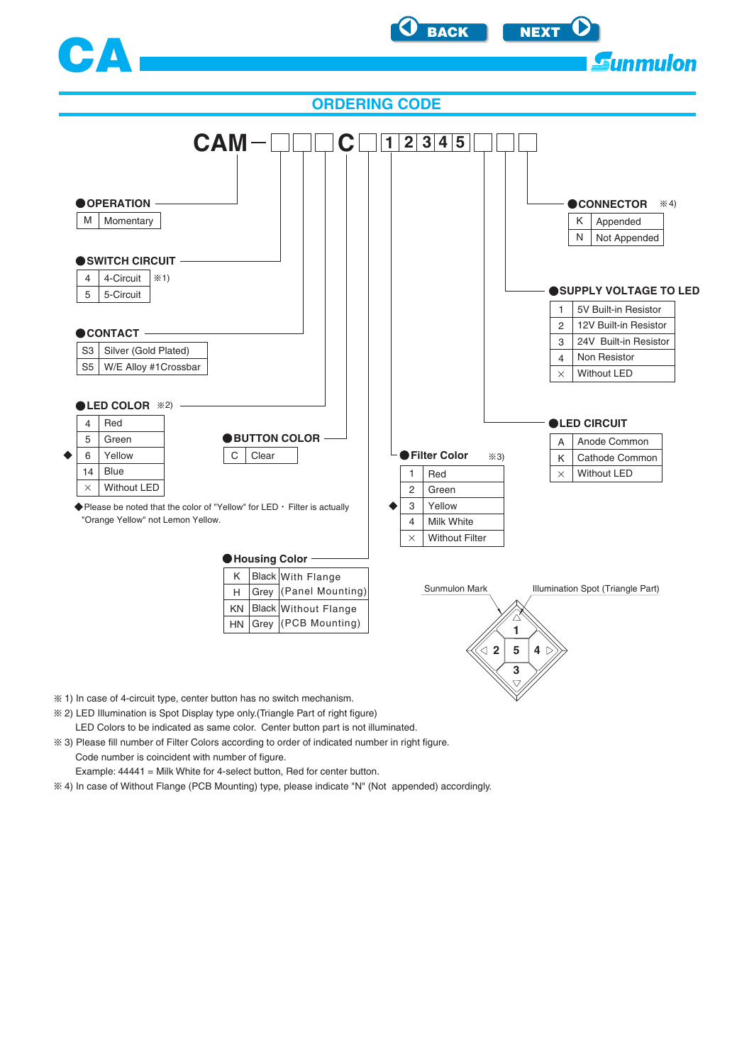# CA

## ORDERING CODE

**CAM－□□□C□ 1 2 3 4 5 □□**

**● OPERATION**

| | |
|---|---|
| M | Momentary |

**● SWITCH CIRCUIT**

| | |
|---|---|
| 4 | 4-Circuit ※1) |
| 5 | 5-Circuit |

**● CONTACT**

| | |
|---|---|
| S3 | Silver (Gold Plated) |
| S5 | W/E Alloy #1Crossbar |

**● LED COLOR** ※2)

| | |
|---|---|
| 4 | Red |
| 5 | Green |
| ◆ 6 | Yellow |
| 14 | Blue |
| × | Without LED |

◆Please be noted that the color of "Yellow" for LED・Filter is actually "Orange Yellow" not Lemon Yellow.

**● BUTTON COLOR**

| | |
|---|---|
| C | Clear |

**● Housing Color**

| | | |
|---|---|---|
| K | Black | With Flange |
| H | Grey | (Panel Mounting) |
| KN | Black | Without Flange |
| HN | Grey | (PCB Mounting) |

**● Filter Color** ※3)

| | |
|---|---|
| 1 | Red |
| 2 | Green |
| ◆ 3 | Yellow |
| 4 | Milk White |
| × | Without Filter |

**● LED CIRCUIT**

| | |
|---|---|
| A | Anode Common |
| K | Cathode Common |
| × | Without LED |

**● SUPPLY VOLTAGE TO LED**

| | |
|---|---|
| 1 | 5V Built-in Resistor |
| 2 | 12V Built-in Resistor |
| 3 | 24V Built-in Resistor |
| 4 | Non Resistor |
| × | Without LED |

**● CONNECTOR** ※4)

| | |
|---|---|
| K | Appended |
| N | Not Appended |

Sunmulon Mark

Illumination Spot (Triangle Part)

1
2 5 4
3

※ 1) In case of 4-circuit type, center button has no switch mechanism.
※ 2) LED Illumination is Spot Display type only.(Triangle Part of right figure)
LED Colors to be indicated as same color. Center button part is not illuminated.
※ 3) Please fill number of Filter Colors according to order of indicated number in right figure.
Code number is coincident with number of figure.
Example: 44441 = Milk White for 4-select button, Red for center button.
※ 4) In case of Without Flange (PCB Mounting) type, please indicate "N" (Not appended) accordingly.